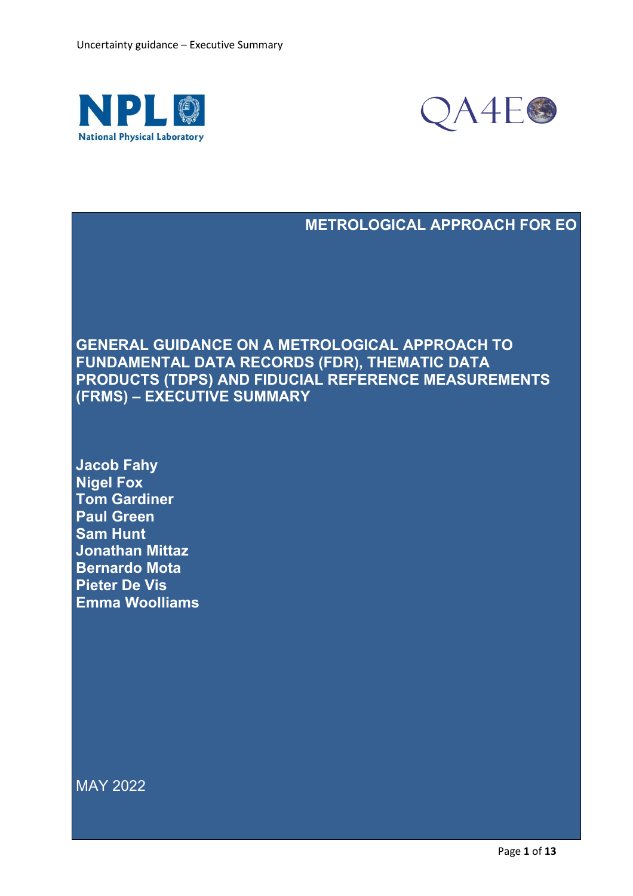METROLOGICAL APPROACH FOR EO

# GENERAL GUIDANCE ON A METROLOGICAL APPROACH TO FUNDAMENTAL DATA RECORDS (FDR), THEMATIC DATA PRODUCTS (TDPS) AND FIDUCIAL REFERENCE MEASUREMENTS (FRMS) – EXECUTIVE SUMMARY

**Jacob Fahy**
**Nigel Fox**
**Tom Gardiner**
**Paul Green**
**Sam Hunt**
**Jonathan Mittaz**
**Bernardo Mota**
**Pieter De Vis**
**Emma Woolliams**

MAY 2022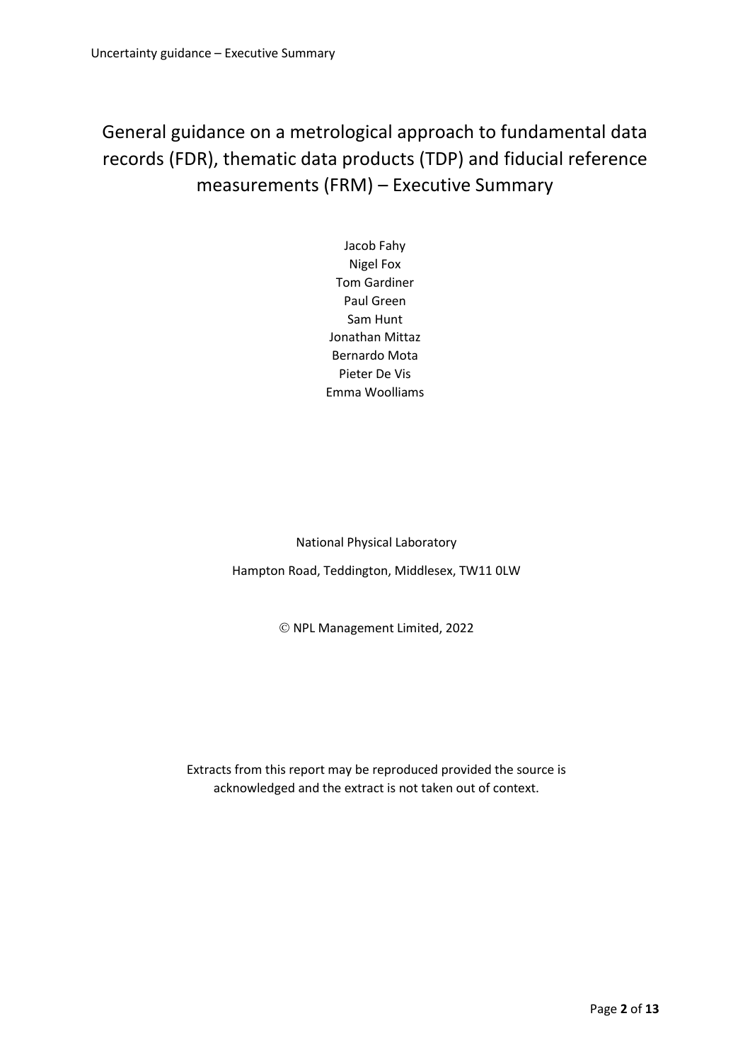# General guidance on a metrological approach to fundamental data records (FDR), thematic data products (TDP) and fiducial reference measurements (FRM) – Executive Summary

Jacob Fahy
Nigel Fox
Tom Gardiner
Paul Green
Sam Hunt
Jonathan Mittaz
Bernardo Mota
Pieter De Vis
Emma Woolliams

National Physical Laboratory

Hampton Road, Teddington, Middlesex, TW11 0LW

© NPL Management Limited, 2022

Extracts from this report may be reproduced provided the source is acknowledged and the extract is not taken out of context.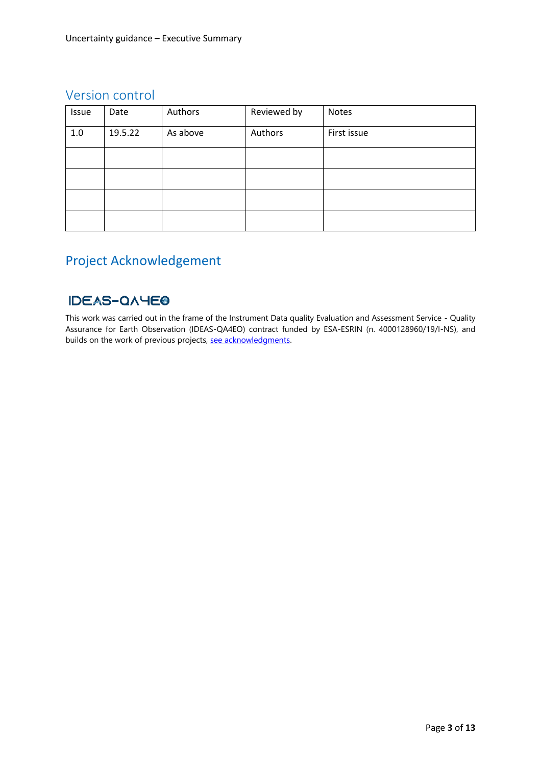## Version control

| Issue | Date | Authors | Reviewed by | Notes |
|---|---|---|---|---|
| 1.0 | 19.5.22 | As above | Authors | First issue |
| | | | | |
| | | | | |
| | | | | |
| | | | | |

## Project Acknowledgement

IDEAS-QA4EO

This work was carried out in the frame of the Instrument Data quality Evaluation and Assessment Service - Quality Assurance for Earth Observation (IDEAS-QA4EO) contract funded by ESA-ESRIN (n. 4000128960/19/I-NS), and builds on the work of previous projects, see acknowledgments.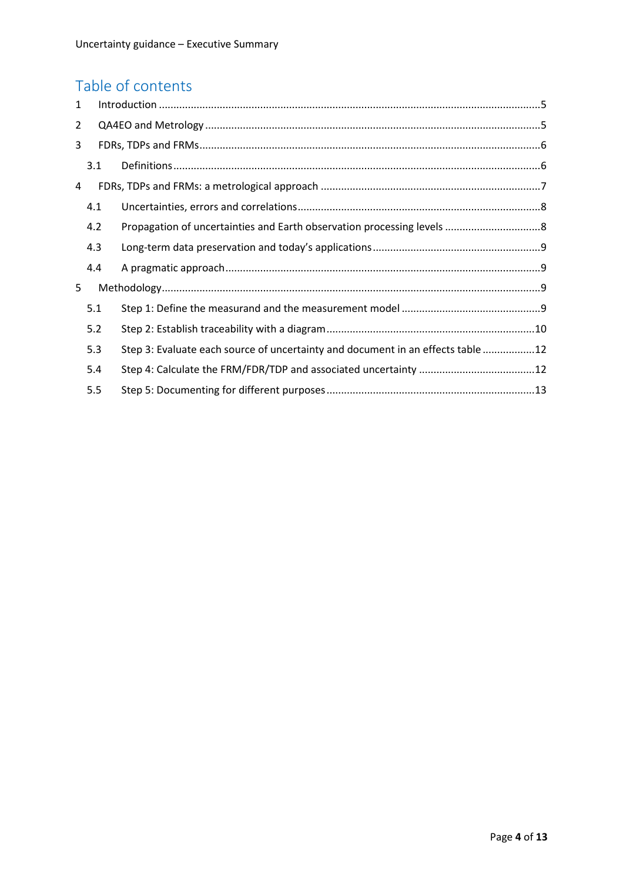# Table of contents

1 Introduction ........................................................................................................................ 5

2 QA4EO and Metrology ........................................................................................................ 5

3 FDRs, TDPs and FRMs ......................................................................................................... 6

  3.1 Definitions ..................................................................................................................... 6

4 FDRs, TDPs and FRMs: a metrological approach ................................................................ 7

  4.1 Uncertainties, errors and correlations ........................................................................... 8

  4.2 Propagation of uncertainties and Earth observation processing levels ......................... 8

  4.3 Long-term data preservation and today's applications .................................................. 9

  4.4 A pragmatic approach .................................................................................................... 9

5 Methodology ....................................................................................................................... 9

  5.1 Step 1: Define the measurand and the measurement model ......................................... 9

  5.2 Step 2: Establish traceability with a diagram ................................................................ 10

  5.3 Step 3: Evaluate each source of uncertainty and document in an effects table ........... 12

  5.4 Step 4: Calculate the FRM/FDR/TDP and associated uncertainty ................................. 12

  5.5 Step 5: Documenting for different purposes ................................................................ 13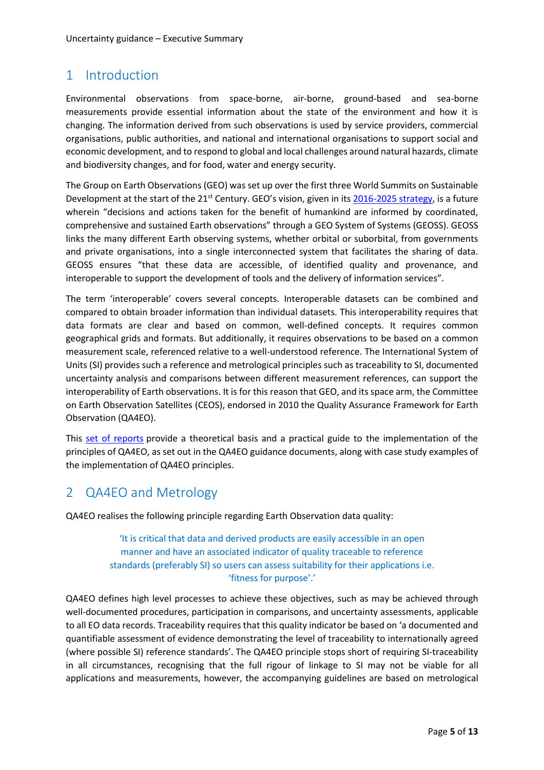# 1 Introduction

Environmental observations from space-borne, air-borne, ground-based and sea-borne measurements provide essential information about the state of the environment and how it is changing. The information derived from such observations is used by service providers, commercial organisations, public authorities, and national and international organisations to support social and economic development, and to respond to global and local challenges around natural hazards, climate and biodiversity changes, and for food, water and energy security.

The Group on Earth Observations (GEO) was set up over the first three World Summits on Sustainable Development at the start of the 21st Century. GEO's vision, given in its 2016-2025 strategy, is a future wherein "decisions and actions taken for the benefit of humankind are informed by coordinated, comprehensive and sustained Earth observations" through a GEO System of Systems (GEOSS). GEOSS links the many different Earth observing systems, whether orbital or suborbital, from governments and private organisations, into a single interconnected system that facilitates the sharing of data. GEOSS ensures "that these data are accessible, of identified quality and provenance, and interoperable to support the development of tools and the delivery of information services".

The term 'interoperable' covers several concepts. Interoperable datasets can be combined and compared to obtain broader information than individual datasets. This interoperability requires that data formats are clear and based on common, well-defined concepts. It requires common geographical grids and formats. But additionally, it requires observations to be based on a common measurement scale, referenced relative to a well-understood reference. The International System of Units (SI) provides such a reference and metrological principles such as traceability to SI, documented uncertainty analysis and comparisons between different measurement references, can support the interoperability of Earth observations. It is for this reason that GEO, and its space arm, the Committee on Earth Observation Satellites (CEOS), endorsed in 2010 the Quality Assurance Framework for Earth Observation (QA4EO).

This set of reports provide a theoretical basis and a practical guide to the implementation of the principles of QA4EO, as set out in the QA4EO guidance documents, along with case study examples of the implementation of QA4EO principles.

# 2 QA4EO and Metrology

QA4EO realises the following principle regarding Earth Observation data quality:

> 'It is critical that data and derived products are easily accessible in an open manner and have an associated indicator of quality traceable to reference standards (preferably SI) so users can assess suitability for their applications i.e. 'fitness for purpose'.'

QA4EO defines high level processes to achieve these objectives, such as may be achieved through well-documented procedures, participation in comparisons, and uncertainty assessments, applicable to all EO data records. Traceability requires that this quality indicator be based on 'a documented and quantifiable assessment of evidence demonstrating the level of traceability to internationally agreed (where possible SI) reference standards'. The QA4EO principle stops short of requiring SI-traceability in all circumstances, recognising that the full rigour of linkage to SI may not be viable for all applications and measurements, however, the accompanying guidelines are based on metrological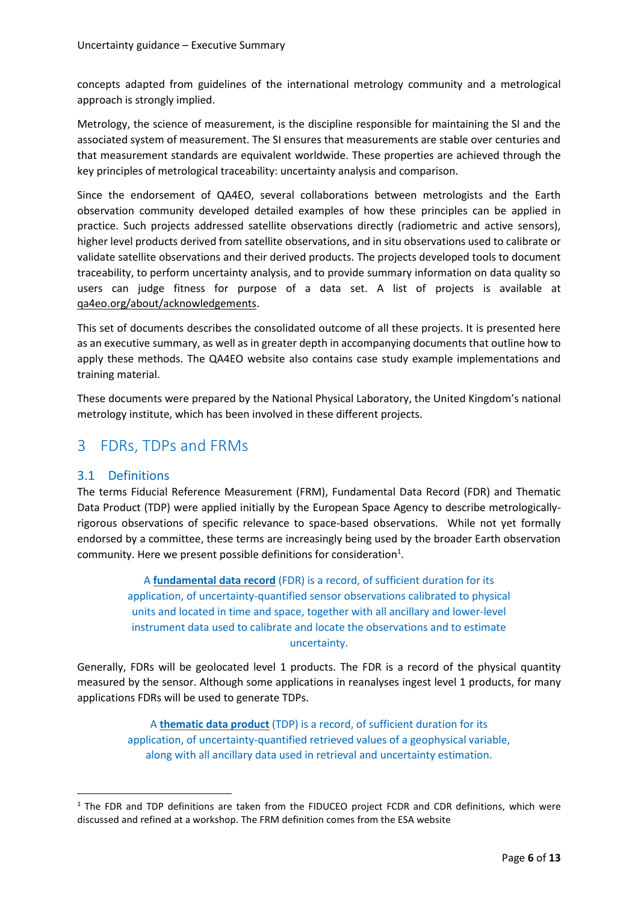concepts adapted from guidelines of the international metrology community and a metrological approach is strongly implied.

Metrology, the science of measurement, is the discipline responsible for maintaining the SI and the associated system of measurement. The SI ensures that measurements are stable over centuries and that measurement standards are equivalent worldwide. These properties are achieved through the key principles of metrological traceability: uncertainty analysis and comparison.

Since the endorsement of QA4EO, several collaborations between metrologists and the Earth observation community developed detailed examples of how these principles can be applied in practice. Such projects addressed satellite observations directly (radiometric and active sensors), higher level products derived from satellite observations, and in situ observations used to calibrate or validate satellite observations and their derived products. The projects developed tools to document traceability, to perform uncertainty analysis, and to provide summary information on data quality so users can judge fitness for purpose of a data set. A list of projects is available at qa4eo.org/about/acknowledgements.

This set of documents describes the consolidated outcome of all these projects. It is presented here as an executive summary, as well as in greater depth in accompanying documents that outline how to apply these methods. The QA4EO website also contains case study example implementations and training material.

These documents were prepared by the National Physical Laboratory, the United Kingdom's national metrology institute, which has been involved in these different projects.

# 3 FDRs, TDPs and FRMs

## 3.1 Definitions

The terms Fiducial Reference Measurement (FRM), Fundamental Data Record (FDR) and Thematic Data Product (TDP) were applied initially by the European Space Agency to describe metrologically-rigorous observations of specific relevance to space-based observations. While not yet formally endorsed by a committee, these terms are increasingly being used by the broader Earth observation community. Here we present possible definitions for consideration[1].

> A **fundamental data record** (FDR) is a record, of sufficient duration for its application, of uncertainty-quantified sensor observations calibrated to physical units and located in time and space, together with all ancillary and lower-level instrument data used to calibrate and locate the observations and to estimate uncertainty.

Generally, FDRs will be geolocated level 1 products. The FDR is a record of the physical quantity measured by the sensor. Although some applications in reanalyses ingest level 1 products, for many applications FDRs will be used to generate TDPs.

> A **thematic data product** (TDP) is a record, of sufficient duration for its application, of uncertainty-quantified retrieved values of a geophysical variable, along with all ancillary data used in retrieval and uncertainty estimation.

[1] The FDR and TDP definitions are taken from the FIDUCEO project FCDR and CDR definitions, which were discussed and refined at a workshop. The FRM definition comes from the ESA website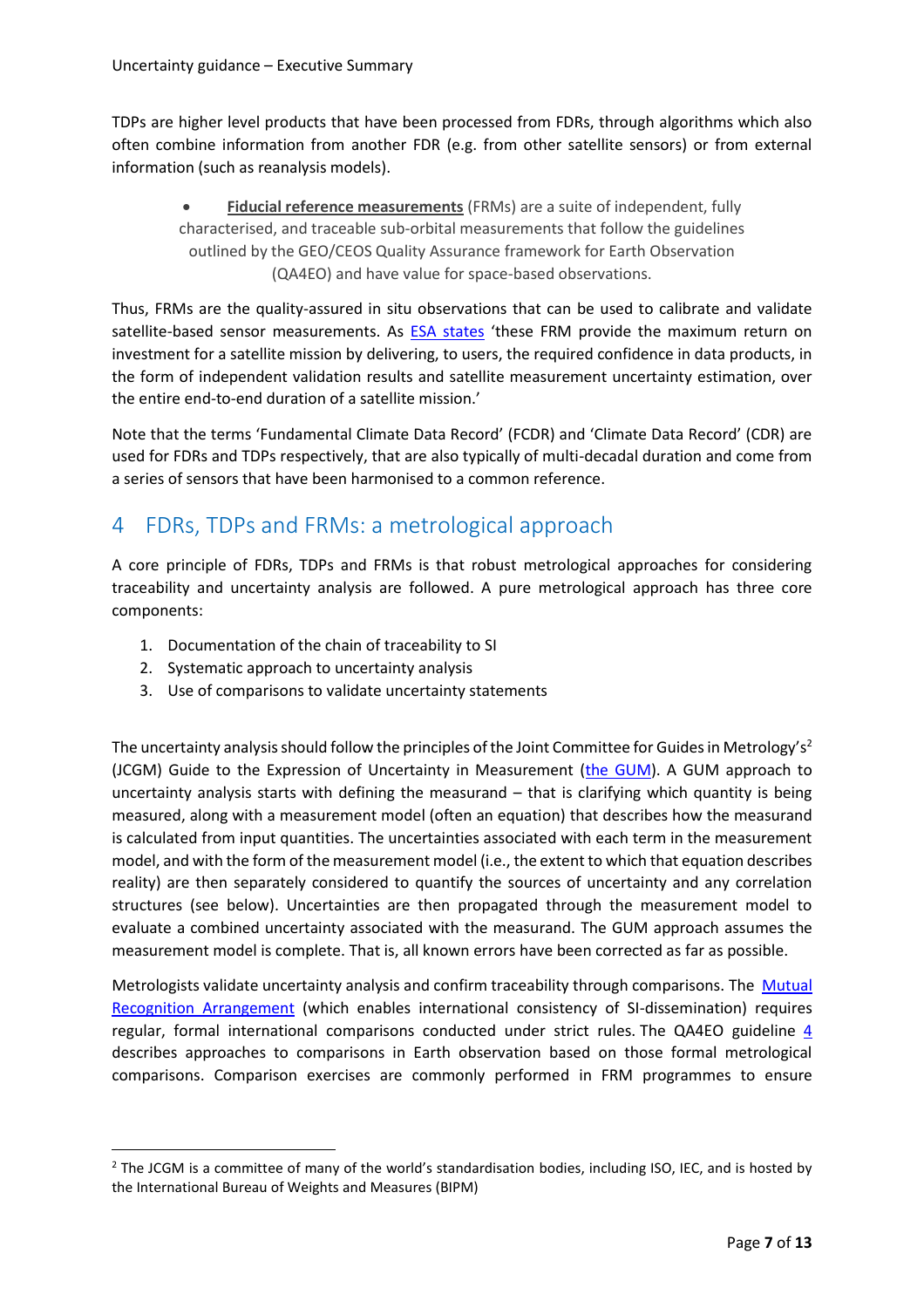TDPs are higher level products that have been processed from FDRs, through algorithms which also often combine information from another FDR (e.g. from other satellite sensors) or from external information (such as reanalysis models).

- **Fiducial reference measurements** (FRMs) are a suite of independent, fully characterised, and traceable sub-orbital measurements that follow the guidelines outlined by the GEO/CEOS Quality Assurance framework for Earth Observation (QA4EO) and have value for space-based observations.

Thus, FRMs are the quality-assured in situ observations that can be used to calibrate and validate satellite-based sensor measurements. As ESA states 'these FRM provide the maximum return on investment for a satellite mission by delivering, to users, the required confidence in data products, in the form of independent validation results and satellite measurement uncertainty estimation, over the entire end-to-end duration of a satellite mission.'

Note that the terms 'Fundamental Climate Data Record' (FCDR) and 'Climate Data Record' (CDR) are used for FDRs and TDPs respectively, that are also typically of multi-decadal duration and come from a series of sensors that have been harmonised to a common reference.

# 4 FDRs, TDPs and FRMs: a metrological approach

A core principle of FDRs, TDPs and FRMs is that robust metrological approaches for considering traceability and uncertainty analysis are followed. A pure metrological approach has three core components:

1. Documentation of the chain of traceability to SI
2. Systematic approach to uncertainty analysis
3. Use of comparisons to validate uncertainty statements

The uncertainty analysis should follow the principles of the Joint Committee for Guides in Metrology's[2] (JCGM) Guide to the Expression of Uncertainty in Measurement (the GUM). A GUM approach to uncertainty analysis starts with defining the measurand – that is clarifying which quantity is being measured, along with a measurement model (often an equation) that describes how the measurand is calculated from input quantities. The uncertainties associated with each term in the measurement model, and with the form of the measurement model (i.e., the extent to which that equation describes reality) are then separately considered to quantify the sources of uncertainty and any correlation structures (see below). Uncertainties are then propagated through the measurement model to evaluate a combined uncertainty associated with the measurand. The GUM approach assumes the measurement model is complete. That is, all known errors have been corrected as far as possible.

Metrologists validate uncertainty analysis and confirm traceability through comparisons. The Mutual Recognition Arrangement (which enables international consistency of SI-dissemination) requires regular, formal international comparisons conducted under strict rules. The QA4EO guideline 4 describes approaches to comparisons in Earth observation based on those formal metrological comparisons. Comparison exercises are commonly performed in FRM programmes to ensure

[2] The JCGM is a committee of many of the world's standardisation bodies, including ISO, IEC, and is hosted by the International Bureau of Weights and Measures (BIPM)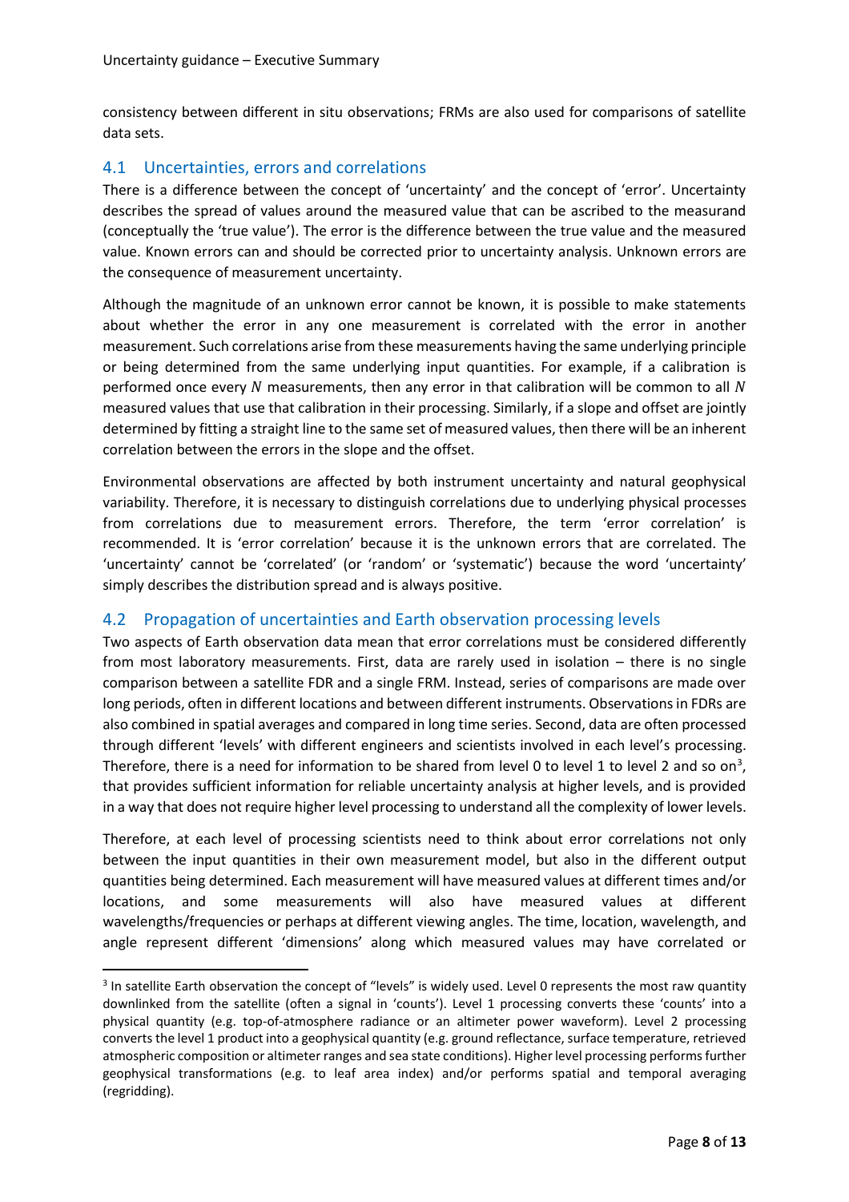consistency between different in situ observations; FRMs are also used for comparisons of satellite data sets.

## 4.1 Uncertainties, errors and correlations

There is a difference between the concept of 'uncertainty' and the concept of 'error'. Uncertainty describes the spread of values around the measured value that can be ascribed to the measurand (conceptually the 'true value'). The error is the difference between the true value and the measured value. Known errors can and should be corrected prior to uncertainty analysis. Unknown errors are the consequence of measurement uncertainty.

Although the magnitude of an unknown error cannot be known, it is possible to make statements about whether the error in any one measurement is correlated with the error in another measurement. Such correlations arise from these measurements having the same underlying principle or being determined from the same underlying input quantities. For example, if a calibration is performed once every $N$ measurements, then any error in that calibration will be common to all $N$ measured values that use that calibration in their processing. Similarly, if a slope and offset are jointly determined by fitting a straight line to the same set of measured values, then there will be an inherent correlation between the errors in the slope and the offset.

Environmental observations are affected by both instrument uncertainty and natural geophysical variability. Therefore, it is necessary to distinguish correlations due to underlying physical processes from correlations due to measurement errors. Therefore, the term 'error correlation' is recommended. It is 'error correlation' because it is the unknown errors that are correlated. The 'uncertainty' cannot be 'correlated' (or 'random' or 'systematic') because the word 'uncertainty' simply describes the distribution spread and is always positive.

## 4.2 Propagation of uncertainties and Earth observation processing levels

Two aspects of Earth observation data mean that error correlations must be considered differently from most laboratory measurements. First, data are rarely used in isolation – there is no single comparison between a satellite FDR and a single FRM. Instead, series of comparisons are made over long periods, often in different locations and between different instruments. Observations in FDRs are also combined in spatial averages and compared in long time series. Second, data are often processed through different 'levels' with different engineers and scientists involved in each level's processing. Therefore, there is a need for information to be shared from level 0 to level 1 to level 2 and so on[3], that provides sufficient information for reliable uncertainty analysis at higher levels, and is provided in a way that does not require higher level processing to understand all the complexity of lower levels.

Therefore, at each level of processing scientists need to think about error correlations not only between the input quantities in their own measurement model, but also in the different output quantities being determined. Each measurement will have measured values at different times and/or locations, and some measurements will also have measured values at different wavelengths/frequencies or perhaps at different viewing angles. The time, location, wavelength, and angle represent different 'dimensions' along which measured values may have correlated or

[3] In satellite Earth observation the concept of "levels" is widely used. Level 0 represents the most raw quantity downlinked from the satellite (often a signal in 'counts'). Level 1 processing converts these 'counts' into a physical quantity (e.g. top-of-atmosphere radiance or an altimeter power waveform). Level 2 processing converts the level 1 product into a geophysical quantity (e.g. ground reflectance, surface temperature, retrieved atmospheric composition or altimeter ranges and sea state conditions). Higher level processing performs further geophysical transformations (e.g. to leaf area index) and/or performs spatial and temporal averaging (regridding).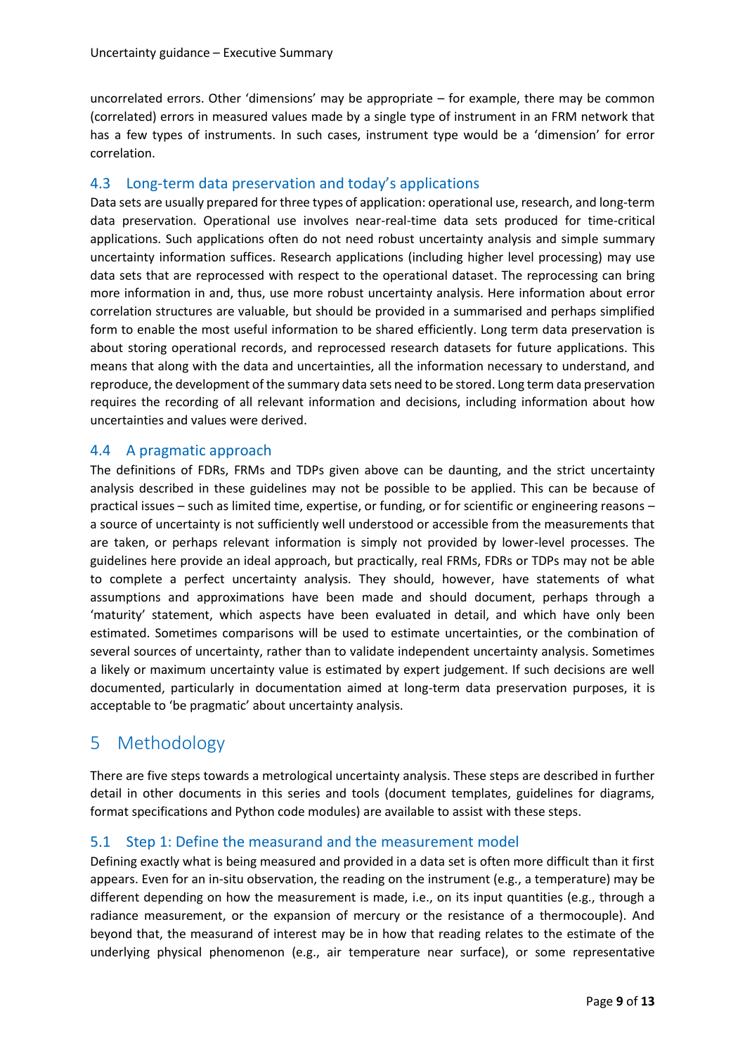uncorrelated errors. Other 'dimensions' may be appropriate – for example, there may be common (correlated) errors in measured values made by a single type of instrument in an FRM network that has a few types of instruments. In such cases, instrument type would be a 'dimension' for error correlation.

## 4.3 Long-term data preservation and today's applications

Data sets are usually prepared for three types of application: operational use, research, and long-term data preservation. Operational use involves near-real-time data sets produced for time-critical applications. Such applications often do not need robust uncertainty analysis and simple summary uncertainty information suffices. Research applications (including higher level processing) may use data sets that are reprocessed with respect to the operational dataset. The reprocessing can bring more information in and, thus, use more robust uncertainty analysis. Here information about error correlation structures are valuable, but should be provided in a summarised and perhaps simplified form to enable the most useful information to be shared efficiently. Long term data preservation is about storing operational records, and reprocessed research datasets for future applications. This means that along with the data and uncertainties, all the information necessary to understand, and reproduce, the development of the summary data sets need to be stored. Long term data preservation requires the recording of all relevant information and decisions, including information about how uncertainties and values were derived.

## 4.4 A pragmatic approach

The definitions of FDRs, FRMs and TDPs given above can be daunting, and the strict uncertainty analysis described in these guidelines may not be possible to be applied. This can be because of practical issues – such as limited time, expertise, or funding, or for scientific or engineering reasons – a source of uncertainty is not sufficiently well understood or accessible from the measurements that are taken, or perhaps relevant information is simply not provided by lower-level processes. The guidelines here provide an ideal approach, but practically, real FRMs, FDRs or TDPs may not be able to complete a perfect uncertainty analysis. They should, however, have statements of what assumptions and approximations have been made and should document, perhaps through a 'maturity' statement, which aspects have been evaluated in detail, and which have only been estimated. Sometimes comparisons will be used to estimate uncertainties, or the combination of several sources of uncertainty, rather than to validate independent uncertainty analysis. Sometimes a likely or maximum uncertainty value is estimated by expert judgement. If such decisions are well documented, particularly in documentation aimed at long-term data preservation purposes, it is acceptable to 'be pragmatic' about uncertainty analysis.

# 5 Methodology

There are five steps towards a metrological uncertainty analysis. These steps are described in further detail in other documents in this series and tools (document templates, guidelines for diagrams, format specifications and Python code modules) are available to assist with these steps.

## 5.1 Step 1: Define the measurand and the measurement model

Defining exactly what is being measured and provided in a data set is often more difficult than it first appears. Even for an in-situ observation, the reading on the instrument (e.g., a temperature) may be different depending on how the measurement is made, i.e., on its input quantities (e.g., through a radiance measurement, or the expansion of mercury or the resistance of a thermocouple). And beyond that, the measurand of interest may be in how that reading relates to the estimate of the underlying physical phenomenon (e.g., air temperature near surface), or some representative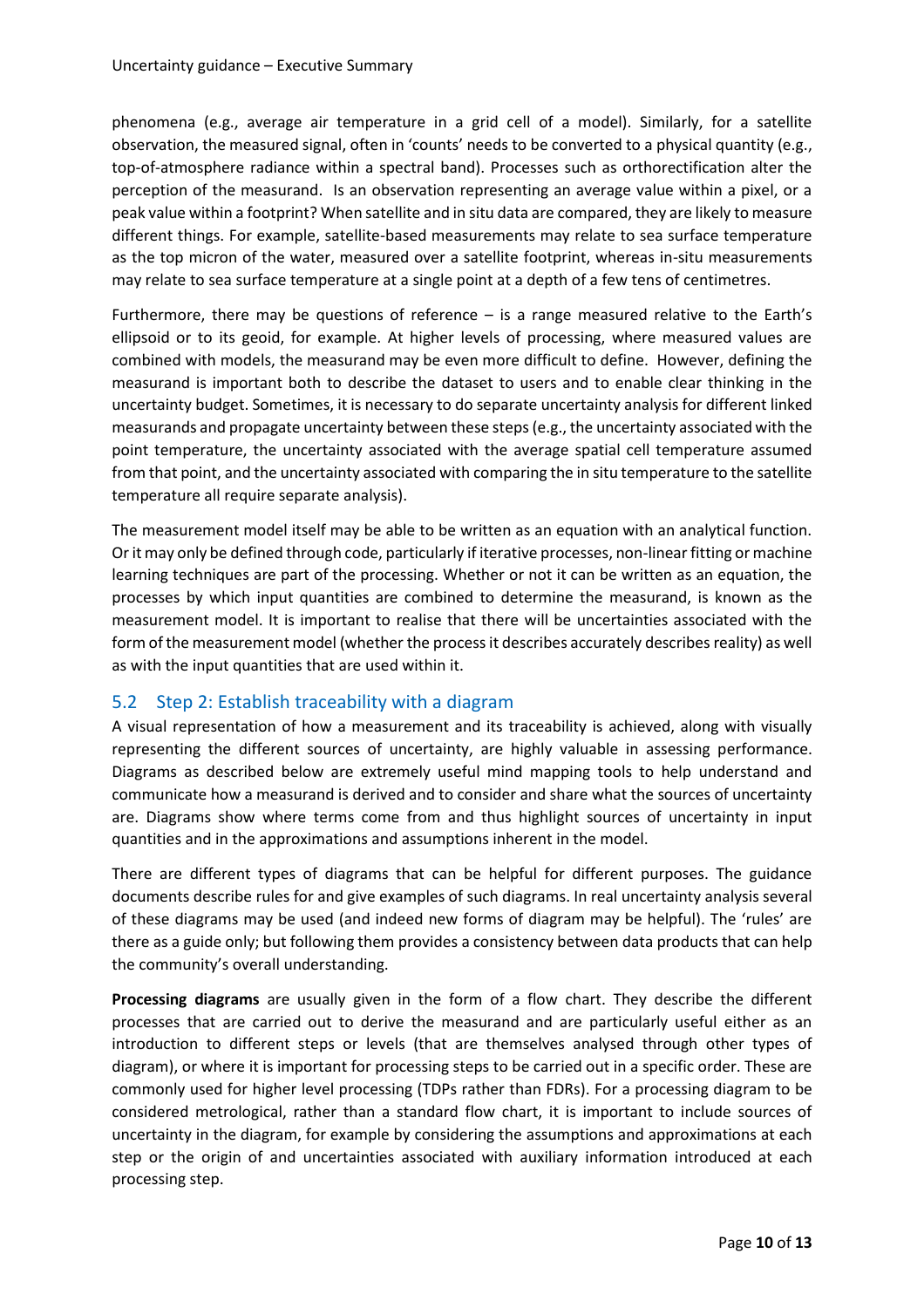phenomena (e.g., average air temperature in a grid cell of a model). Similarly, for a satellite observation, the measured signal, often in 'counts' needs to be converted to a physical quantity (e.g., top-of-atmosphere radiance within a spectral band). Processes such as orthorectification alter the perception of the measurand. Is an observation representing an average value within a pixel, or a peak value within a footprint? When satellite and in situ data are compared, they are likely to measure different things. For example, satellite-based measurements may relate to sea surface temperature as the top micron of the water, measured over a satellite footprint, whereas in-situ measurements may relate to sea surface temperature at a single point at a depth of a few tens of centimetres.

Furthermore, there may be questions of reference – is a range measured relative to the Earth's ellipsoid or to its geoid, for example. At higher levels of processing, where measured values are combined with models, the measurand may be even more difficult to define. However, defining the measurand is important both to describe the dataset to users and to enable clear thinking in the uncertainty budget. Sometimes, it is necessary to do separate uncertainty analysis for different linked measurands and propagate uncertainty between these steps (e.g., the uncertainty associated with the point temperature, the uncertainty associated with the average spatial cell temperature assumed from that point, and the uncertainty associated with comparing the in situ temperature to the satellite temperature all require separate analysis).

The measurement model itself may be able to be written as an equation with an analytical function. Or it may only be defined through code, particularly if iterative processes, non-linear fitting or machine learning techniques are part of the processing. Whether or not it can be written as an equation, the processes by which input quantities are combined to determine the measurand, is known as the measurement model. It is important to realise that there will be uncertainties associated with the form of the measurement model (whether the process it describes accurately describes reality) as well as with the input quantities that are used within it.

## 5.2 Step 2: Establish traceability with a diagram

A visual representation of how a measurement and its traceability is achieved, along with visually representing the different sources of uncertainty, are highly valuable in assessing performance. Diagrams as described below are extremely useful mind mapping tools to help understand and communicate how a measurand is derived and to consider and share what the sources of uncertainty are. Diagrams show where terms come from and thus highlight sources of uncertainty in input quantities and in the approximations and assumptions inherent in the model.

There are different types of diagrams that can be helpful for different purposes. The guidance documents describe rules for and give examples of such diagrams. In real uncertainty analysis several of these diagrams may be used (and indeed new forms of diagram may be helpful). The 'rules' are there as a guide only; but following them provides a consistency between data products that can help the community's overall understanding.

**Processing diagrams** are usually given in the form of a flow chart. They describe the different processes that are carried out to derive the measurand and are particularly useful either as an introduction to different steps or levels (that are themselves analysed through other types of diagram), or where it is important for processing steps to be carried out in a specific order. These are commonly used for higher level processing (TDPs rather than FDRs). For a processing diagram to be considered metrological, rather than a standard flow chart, it is important to include sources of uncertainty in the diagram, for example by considering the assumptions and approximations at each step or the origin of and uncertainties associated with auxiliary information introduced at each processing step.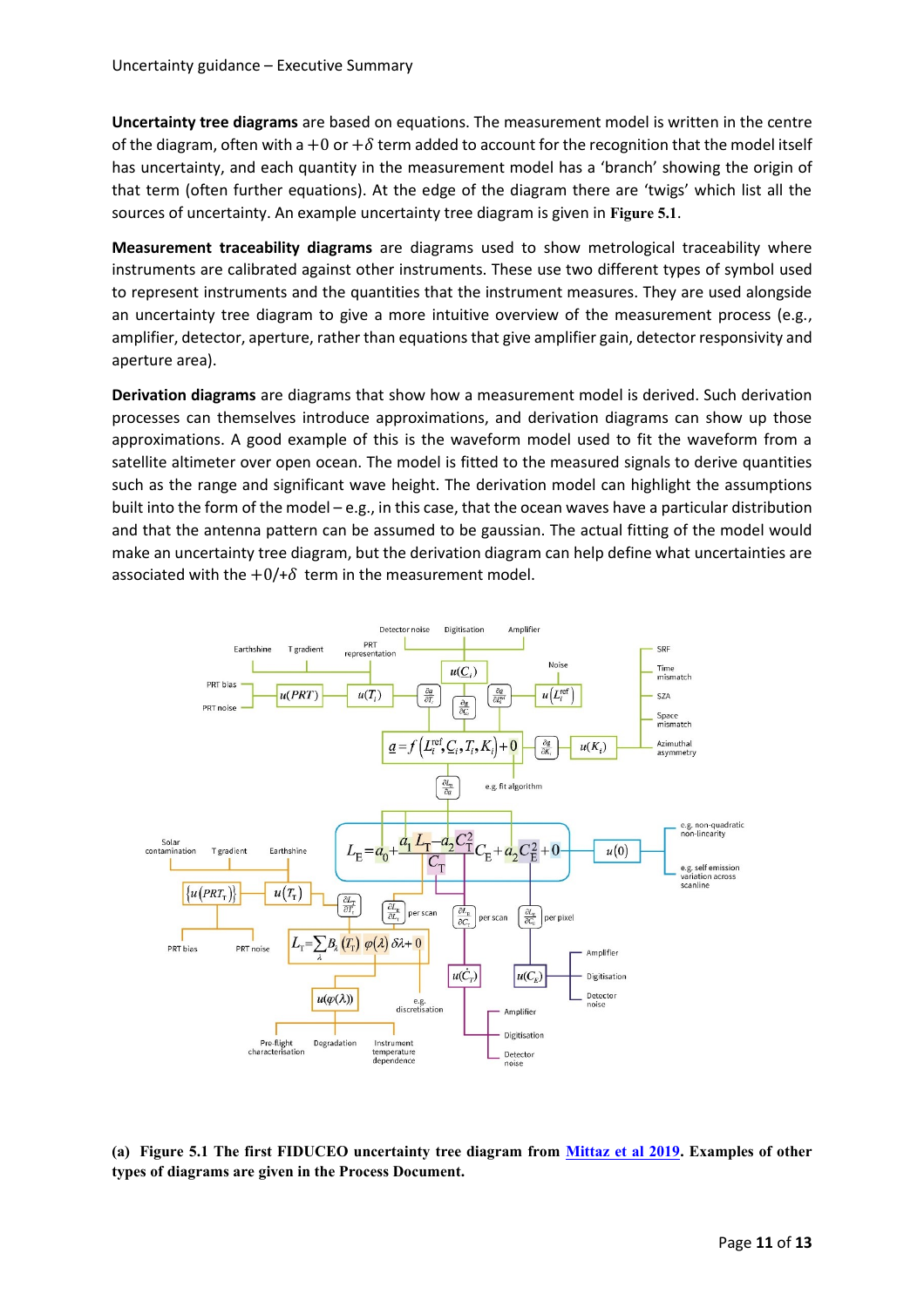**Uncertainty tree diagrams** are based on equations. The measurement model is written in the centre of the diagram, often with a $+0$ or $+\delta$ term added to account for the recognition that the model itself has uncertainty, and each quantity in the measurement model has a 'branch' showing the origin of that term (often further equations). At the edge of the diagram there are 'twigs' which list all the sources of uncertainty. An example uncertainty tree diagram is given in **Figure 5.1**.

**Measurement traceability diagrams** are diagrams used to show metrological traceability where instruments are calibrated against other instruments. These use two different types of symbol used to represent instruments and the quantities that the instrument measures. They are used alongside an uncertainty tree diagram to give a more intuitive overview of the measurement process (e.g., amplifier, detector, aperture, rather than equations that give amplifier gain, detector responsivity and aperture area).

**Derivation diagrams** are diagrams that show how a measurement model is derived. Such derivation processes can themselves introduce approximations, and derivation diagrams can show up those approximations. A good example of this is the waveform model used to fit the waveform from a satellite altimeter over open ocean. The model is fitted to the measured signals to derive quantities such as the range and significant wave height. The derivation model can highlight the assumptions built into the form of the model – e.g., in this case, that the ocean waves have a particular distribution and that the antenna pattern can be assumed to be gaussian. The actual fitting of the model would make an uncertainty tree diagram, but the derivation diagram can help define what uncertainties are associated with the $+0/+\delta$ term in the measurement model.

**(a) Figure 5.1 The first FIDUCEO uncertainty tree diagram from Mittaz et al 2019. Examples of other types of diagrams are given in the Process Document.**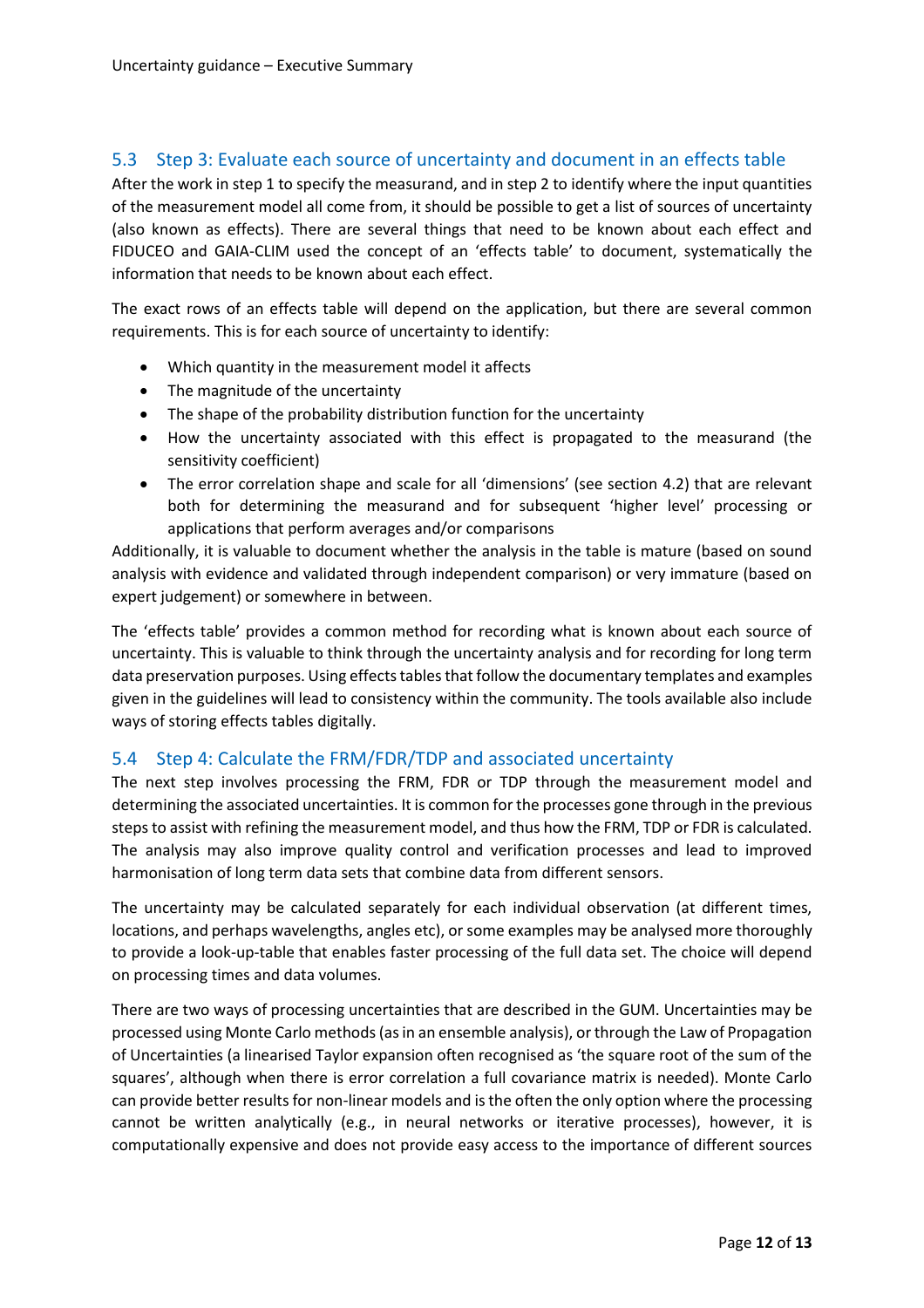## 5.3 Step 3: Evaluate each source of uncertainty and document in an effects table

After the work in step 1 to specify the measurand, and in step 2 to identify where the input quantities of the measurement model all come from, it should be possible to get a list of sources of uncertainty (also known as effects). There are several things that need to be known about each effect and FIDUCEO and GAIA-CLIM used the concept of an 'effects table' to document, systematically the information that needs to be known about each effect.

The exact rows of an effects table will depend on the application, but there are several common requirements. This is for each source of uncertainty to identify:

- Which quantity in the measurement model it affects
- The magnitude of the uncertainty
- The shape of the probability distribution function for the uncertainty
- How the uncertainty associated with this effect is propagated to the measurand (the sensitivity coefficient)
- The error correlation shape and scale for all 'dimensions' (see section 4.2) that are relevant both for determining the measurand and for subsequent 'higher level' processing or applications that perform averages and/or comparisons

Additionally, it is valuable to document whether the analysis in the table is mature (based on sound analysis with evidence and validated through independent comparison) or very immature (based on expert judgement) or somewhere in between.

The 'effects table' provides a common method for recording what is known about each source of uncertainty. This is valuable to think through the uncertainty analysis and for recording for long term data preservation purposes. Using effects tables that follow the documentary templates and examples given in the guidelines will lead to consistency within the community. The tools available also include ways of storing effects tables digitally.

## 5.4 Step 4: Calculate the FRM/FDR/TDP and associated uncertainty

The next step involves processing the FRM, FDR or TDP through the measurement model and determining the associated uncertainties. It is common for the processes gone through in the previous steps to assist with refining the measurement model, and thus how the FRM, TDP or FDR is calculated. The analysis may also improve quality control and verification processes and lead to improved harmonisation of long term data sets that combine data from different sensors.

The uncertainty may be calculated separately for each individual observation (at different times, locations, and perhaps wavelengths, angles etc), or some examples may be analysed more thoroughly to provide a look-up-table that enables faster processing of the full data set. The choice will depend on processing times and data volumes.

There are two ways of processing uncertainties that are described in the GUM. Uncertainties may be processed using Monte Carlo methods (as in an ensemble analysis), or through the Law of Propagation of Uncertainties (a linearised Taylor expansion often recognised as 'the square root of the sum of the squares', although when there is error correlation a full covariance matrix is needed). Monte Carlo can provide better results for non-linear models and is the often the only option where the processing cannot be written analytically (e.g., in neural networks or iterative processes), however, it is computationally expensive and does not provide easy access to the importance of different sources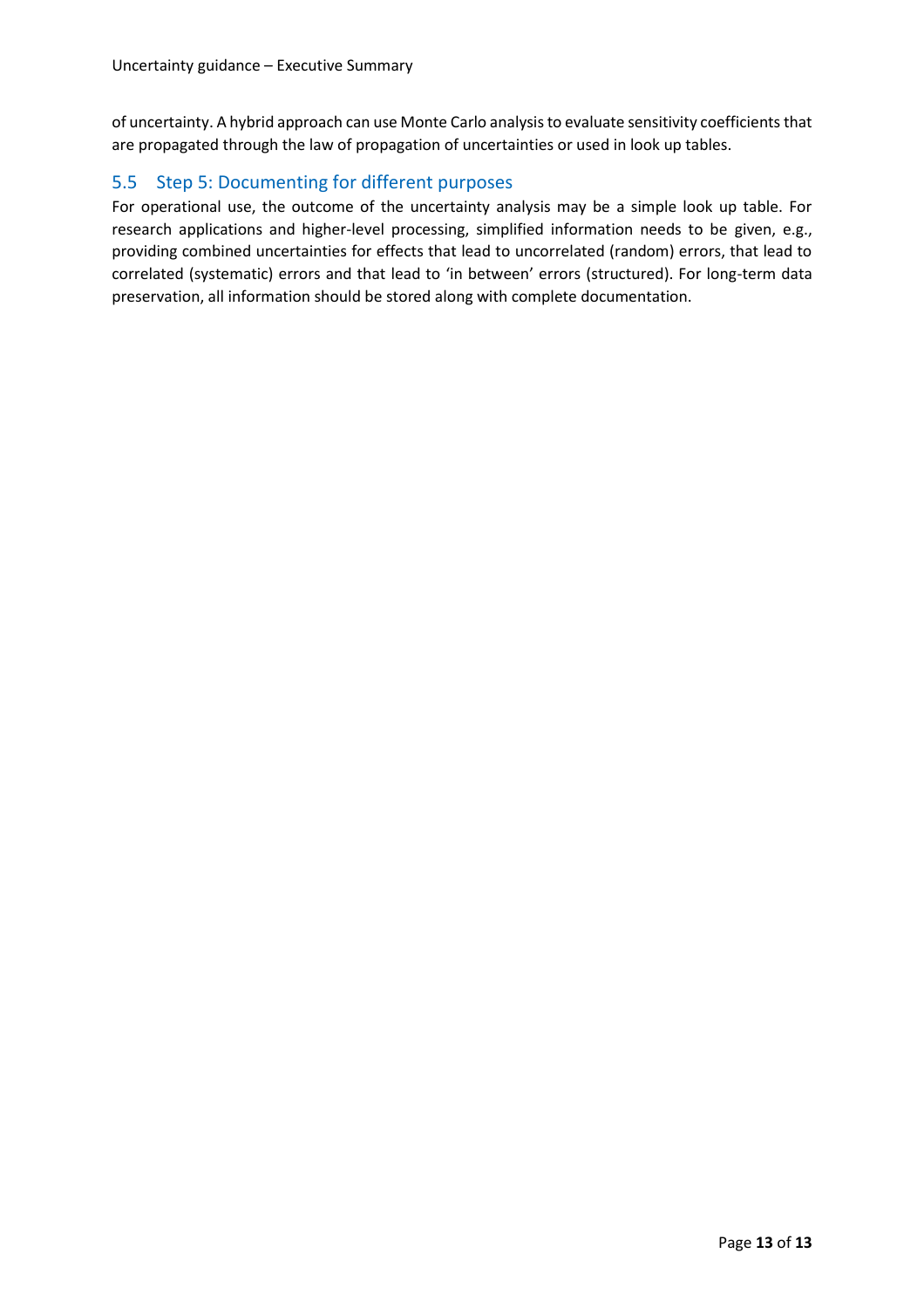of uncertainty. A hybrid approach can use Monte Carlo analysis to evaluate sensitivity coefficients that are propagated through the law of propagation of uncertainties or used in look up tables.

## 5.5 Step 5: Documenting for different purposes

For operational use, the outcome of the uncertainty analysis may be a simple look up table. For research applications and higher-level processing, simplified information needs to be given, e.g., providing combined uncertainties for effects that lead to uncorrelated (random) errors, that lead to correlated (systematic) errors and that lead to 'in between' errors (structured). For long-term data preservation, all information should be stored along with complete documentation.